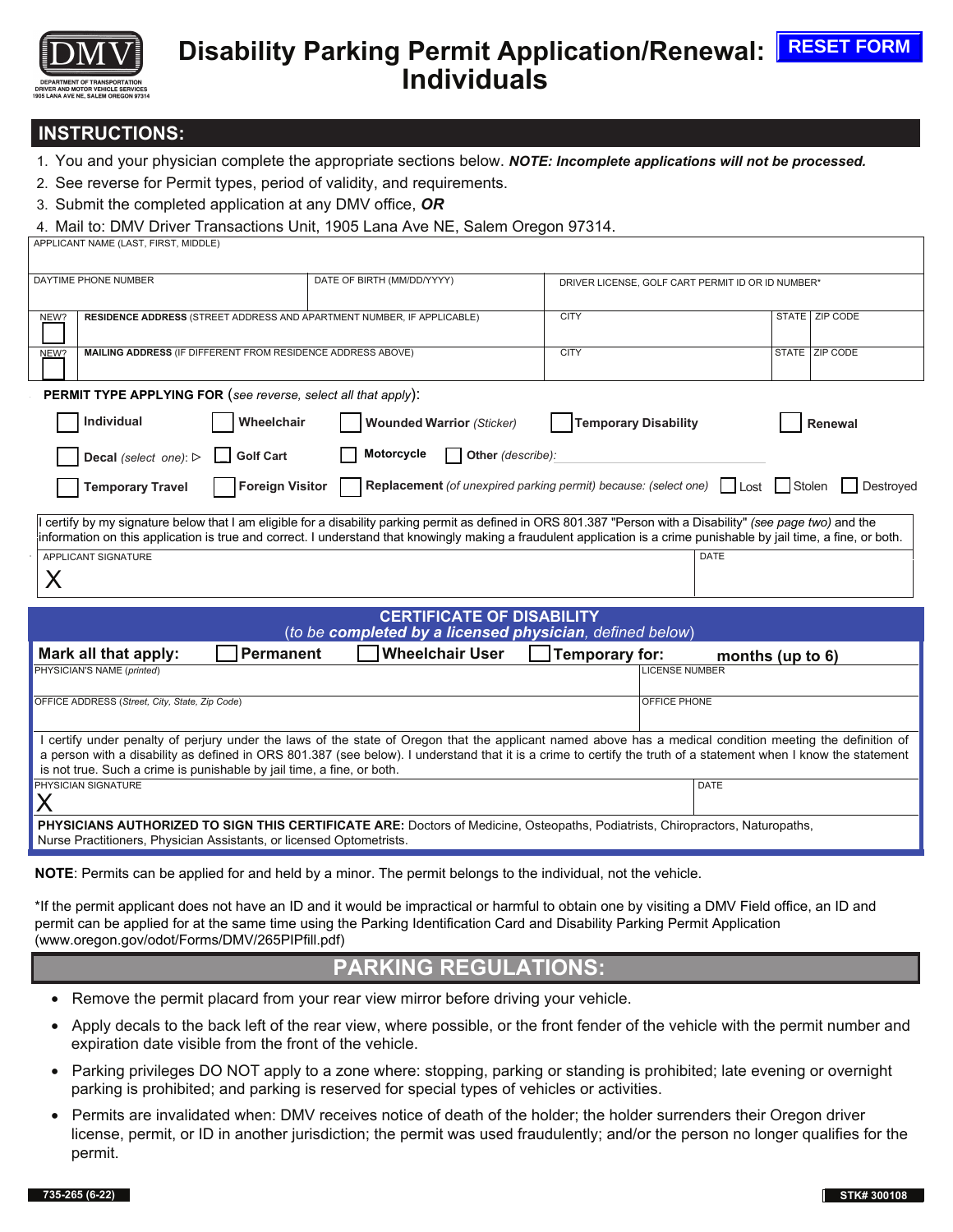DMV
DEPARTMENT OF TRANSPORTATION
DRIVER AND MOTOR VEHICLE SERVICES
1905 LANA AVE NE, SALEM OREGON 97314

# Disability Parking Permit Application/Renewal: Individuals

RESET FORM

## INSTRUCTIONS:

1. You and your physician complete the appropriate sections below. ***NOTE: Incomplete applications will not be processed.***
2. See reverse for Permit types, period of validity, and requirements.
3. Submit the completed application at any DMV office, ***OR***
4. Mail to: DMV Driver Transactions Unit, 1905 Lana Ave NE, Salem Oregon 97314.

| APPLICANT NAME (LAST, FIRST, MIDDLE) | | | | |
|---|---|---|---|---|
| DAYTIME PHONE NUMBER | DATE OF BIRTH (MM/DD/YYYY) | DRIVER LICENSE, GOLF CART PERMIT ID OR ID NUMBER* | | |
| NEW? ☐ **RESIDENCE ADDRESS** (STREET ADDRESS AND APARTMENT NUMBER, IF APPLICABLE) | | CITY | STATE | ZIP CODE |
| NEW? ☐ **MAILING ADDRESS** (IF DIFFERENT FROM RESIDENCE ADDRESS ABOVE) | | CITY | STATE | ZIP CODE |

**PERMIT TYPE APPLYING FOR** (*see reverse, select all that apply*):

☐ **Individual** ☐ **Wheelchair** ☐ **Wounded Warrior** *(Sticker)* ☐ **Temporary Disability** ☐ **Renewal**

☐ **Decal** *(select one)*: ▷ ☐ **Golf Cart** ☐ **Motorcycle** ☐ **Other** *(describe):*

☐ **Temporary Travel** ☐ **Foreign Visitor** ☐ **Replacement** *(of unexpired parking permit) because: (select one)* ☐ Lost ☐ Stolen ☐ Destroyed

I certify by my signature below that I am eligible for a disability parking permit as defined in ORS 801.387 "Person with a Disability" *(see page two)* and the information on this application is true and correct. I understand that knowingly making a fraudulent application is a crime punishable by jail time, a fine, or both.

| APPLICANT SIGNATURE | DATE |
|---|---|
| X | |

## CERTIFICATE OF DISABILITY

(*to be **completed by a licensed physician**, defined below*)

**Mark all that apply:** ☐ **Permanent** ☐ **Wheelchair User** ☐ **Temporary for:** ____ **months (up to 6)**

| PHYSICIAN'S NAME *(printed)* | LICENSE NUMBER |
|---|---|
| OFFICE ADDRESS *(Street, City, State, Zip Code)* | OFFICE PHONE |

I certify under penalty of perjury under the laws of the state of Oregon that the applicant named above has a medical condition meeting the definition of a person with a disability as defined in ORS 801.387 (see below). I understand that it is a crime to certify the truth of a statement when I know the statement is not true. Such a crime is punishable by jail time, a fine, or both.

| PHYSICIAN SIGNATURE | DATE |
|---|---|
| X | |

**PHYSICIANS AUTHORIZED TO SIGN THIS CERTIFICATE ARE:** Doctors of Medicine, Osteopaths, Podiatrists, Chiropractors, Naturopaths, Nurse Practitioners, Physician Assistants, or licensed Optometrists.

**NOTE**: Permits can be applied for and held by a minor. The permit belongs to the individual, not the vehicle.

*If the permit applicant does not have an ID and it would be impractical or harmful to obtain one by visiting a DMV Field office, an ID and permit can be applied for at the same time using the Parking Identification Card and Disability Parking Permit Application (www.oregon.gov/odot/Forms/DMV/265PIPfill.pdf)

## PARKING REGULATIONS:

- Remove the permit placard from your rear view mirror before driving your vehicle.
- Apply decals to the back left of the rear view, where possible, or the front fender of the vehicle with the permit number and expiration date visible from the front of the vehicle.
- Parking privileges DO NOT apply to a zone where: stopping, parking or standing is prohibited; late evening or overnight parking is prohibited; and parking is reserved for special types of vehicles or activities.
- Permits are invalidated when: DMV receives notice of death of the holder; the holder surrenders their Oregon driver license, permit, or ID in another jurisdiction; the permit was used fraudulently; and/or the person no longer qualifies for the permit.

735-265 (6-22) STK# 300108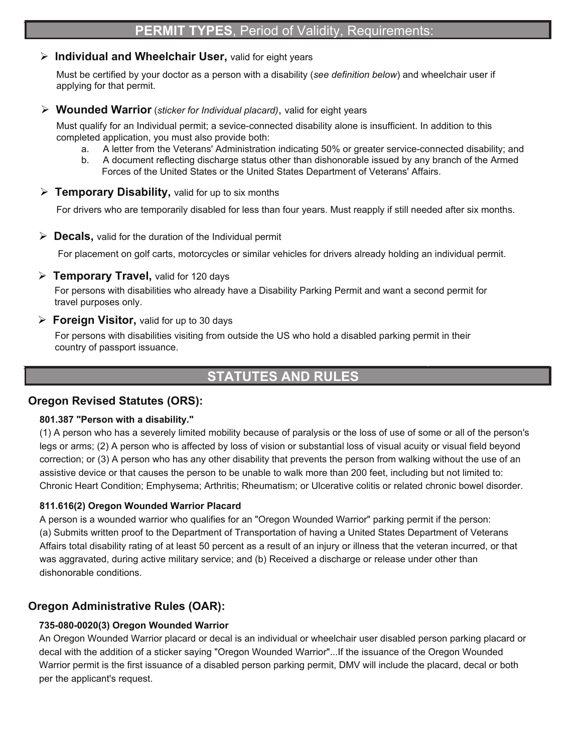## **PERMIT TYPES**, Period of Validity, Requirements:

- **Individual and Wheelchair User,** valid for eight years

  Must be certified by your doctor as a person with a disability (*see definition below*) and wheelchair user if applying for that permit.

- **Wounded Warrior** (*sticker for Individual placard*), valid for eight years

  Must qualify for an Individual permit; a sevice-connected disability alone is insufficient. In addition to this completed application, you must also provide both:

  a. A letter from the Veterans' Administration indicating 50% or greater service-connected disability; and
  b. A document reflecting discharge status other than dishonorable issued by any branch of the Armed Forces of the United States or the United States Department of Veterans' Affairs.

- **Temporary Disability,** valid for up to six months

  For drivers who are temporarily disabled for less than four years. Must reapply if still needed after six months.

- **Decals,** valid for the duration of the Individual permit

  For placement on golf carts, motorcycles or similar vehicles for drivers already holding an individual permit.

- **Temporary Travel,** valid for 120 days

  For persons with disabilities who already have a Disability Parking Permit and want a second permit for travel purposes only.

- **Foreign Visitor,** valid for up to 30 days

  For persons with disabilities visiting from outside the US who hold a disabled parking permit in their country of passport issuance.

## STATUTES AND RULES

### Oregon Revised Statutes (ORS):

**801.387 "Person with a disability."**

(1) A person who has a severely limited mobility because of paralysis or the loss of use of some or all of the person's legs or arms; (2) A person who is affected by loss of vision or substantial loss of visual acuity or visual field beyond correction; or (3) A person who has any other disability that prevents the person from walking without the use of an assistive device or that causes the person to be unable to walk more than 200 feet, including but not limited to: Chronic Heart Condition; Emphysema; Arthritis; Rheumatism; or Ulcerative colitis or related chronic bowel disorder.

**811.616(2) Oregon Wounded Warrior Placard**

A person is a wounded warrior who qualifies for an "Oregon Wounded Warrior" parking permit if the person:
(a) Submits written proof to the Department of Transportation of having a United States Department of Veterans Affairs total disability rating of at least 50 percent as a result of an injury or illness that the veteran incurred, or that was aggravated, during active military service; and (b) Received a discharge or release under other than dishonorable conditions.

### Oregon Administrative Rules (OAR):

**735-080-0020(3) Oregon Wounded Warrior**

An Oregon Wounded Warrior placard or decal is an individual or wheelchair user disabled person parking placard or decal with the addition of a sticker saying "Oregon Wounded Warrior"...If the issuance of the Oregon Wounded Warrior permit is the first issuance of a disabled person parking permit, DMV will include the placard, decal or both per the applicant's request.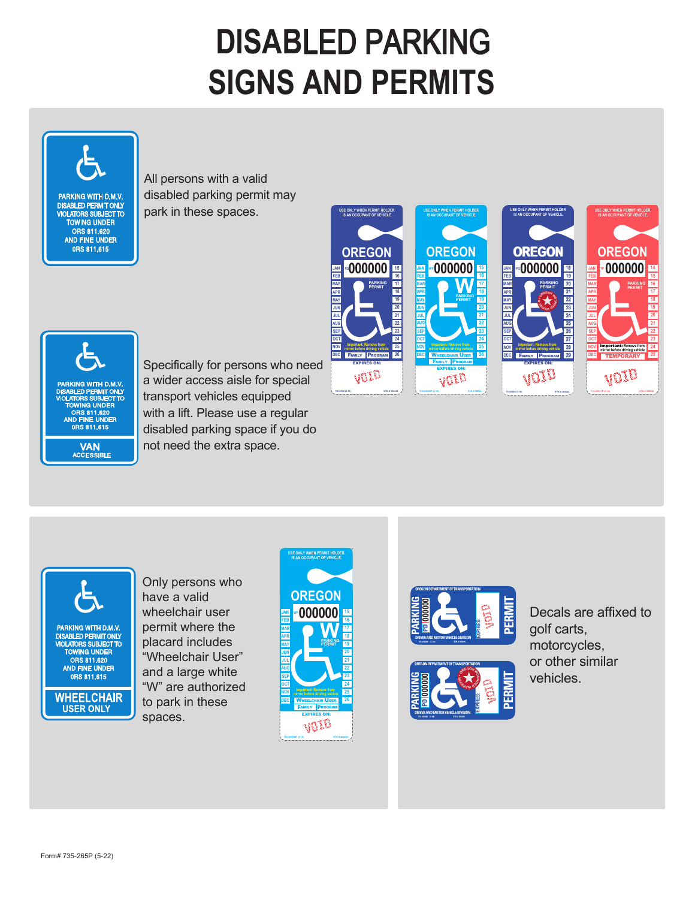# DISABLED PARKING SIGNS AND PERMITS

PARKING WITH D.M.V. DISABLED PERMIT ONLY VIOLATORS SUBJECT TO TOWING UNDER ORS 811.620 AND FINE UNDER ORS 811.615

All persons with a valid disabled parking permit may park in these spaces.

PARKING WITH D.M.V. DISABLED PERMIT ONLY VIOLATORS SUBJECT TO TOWING UNDER ORS 811.620 AND FINE UNDER ORS 811.615

VAN ACCESSIBLE

Specifically for persons who need a wider access aisle for special transport vehicles equipped with a lift. Please use a regular disabled parking space if you do not need the extra space.

PARKING WITH D.M.V. DISABLED PERMIT ONLY VIOLATORS SUBJECT TO TOWING UNDER ORS 811.620 AND FINE UNDER ORS 811.615

WHEELCHAIR USER ONLY

Only persons who have a valid wheelchair user permit where the placard includes "Wheelchair User" and a large white "W" are authorized to park in these spaces.

Decals are affixed to golf carts, motorcycles, or other similar vehicles.

Form# 735-265P (5-22)